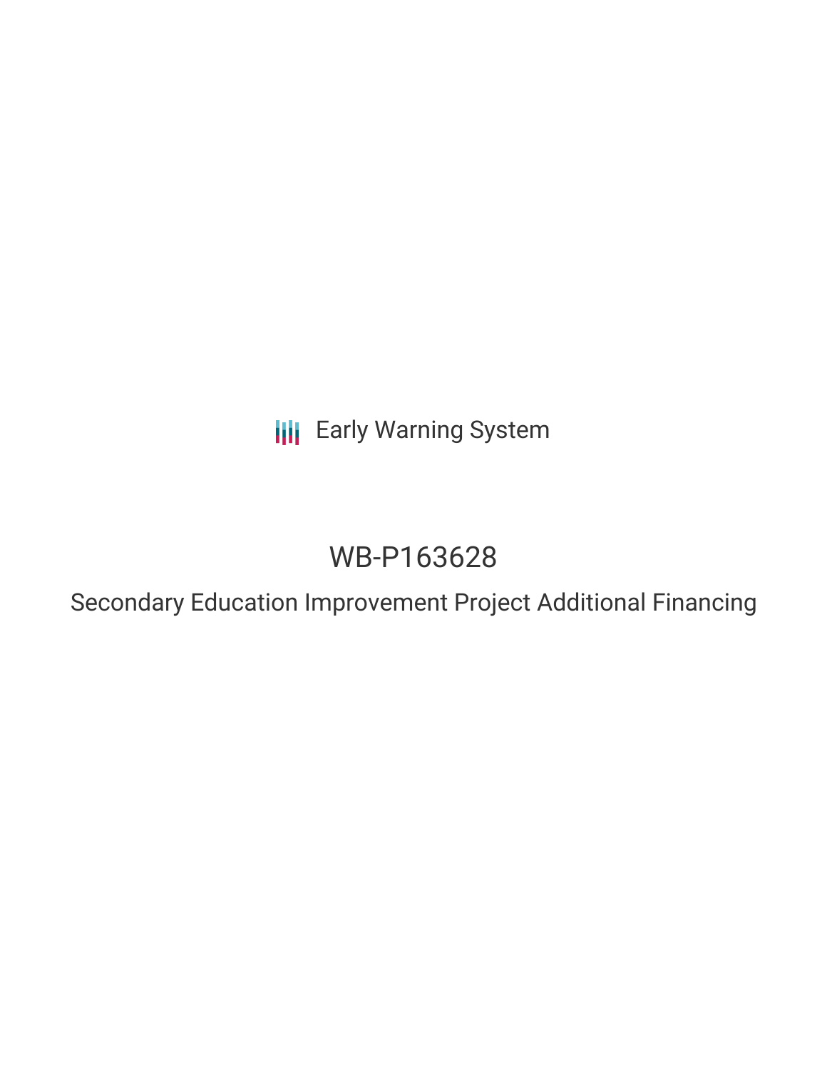Early Warning System

# WB-P163628

## Secondary Education Improvement Project Additional Financing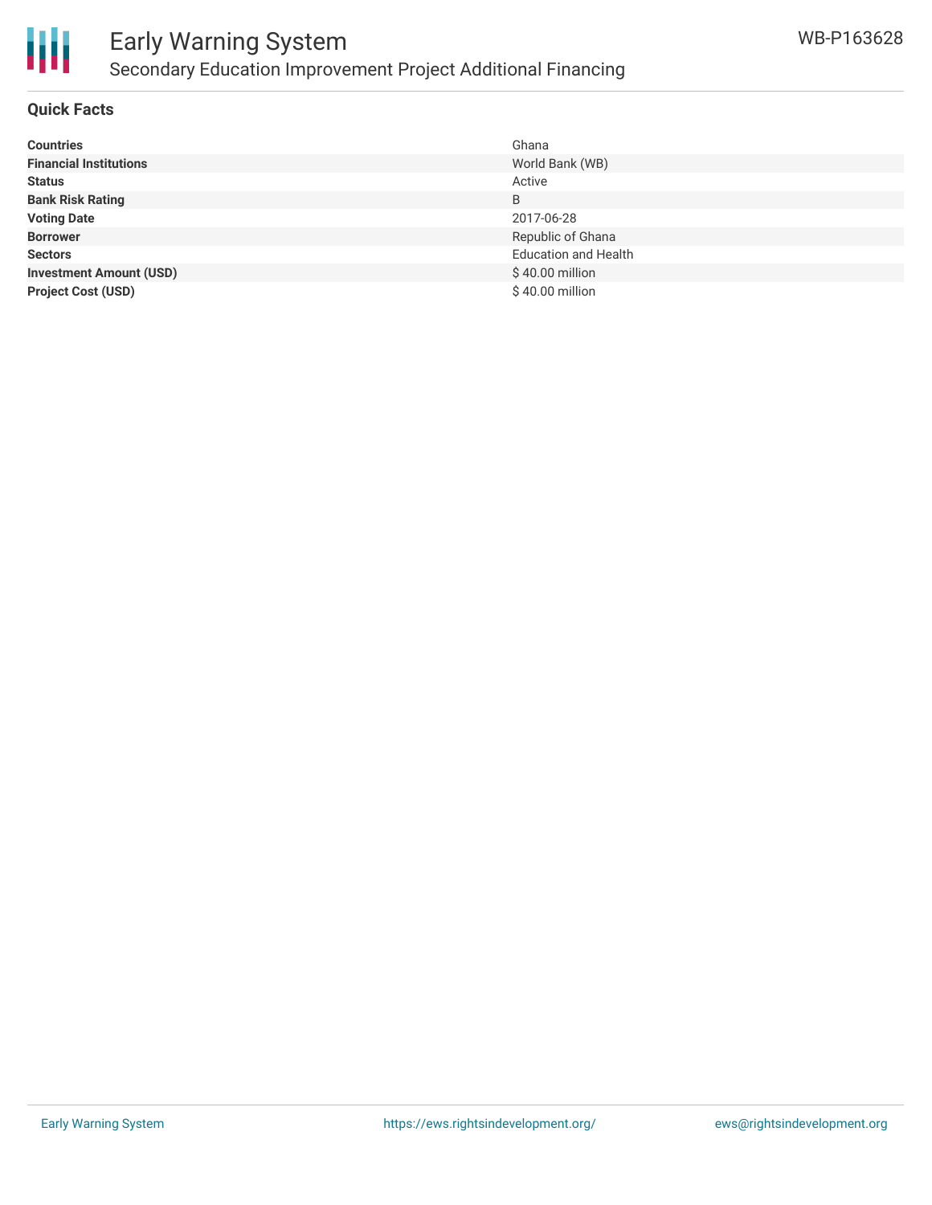## Quick Facts

| | |
|---|---|
| **Countries** | Ghana |
| **Financial Institutions** | World Bank (WB) |
| **Status** | Active |
| **Bank Risk Rating** | B |
| **Voting Date** | 2017-06-28 |
| **Borrower** | Republic of Ghana |
| **Sectors** | Education and Health |
| **Investment Amount (USD)** | $ 40.00 million |
| **Project Cost (USD)** | $ 40.00 million |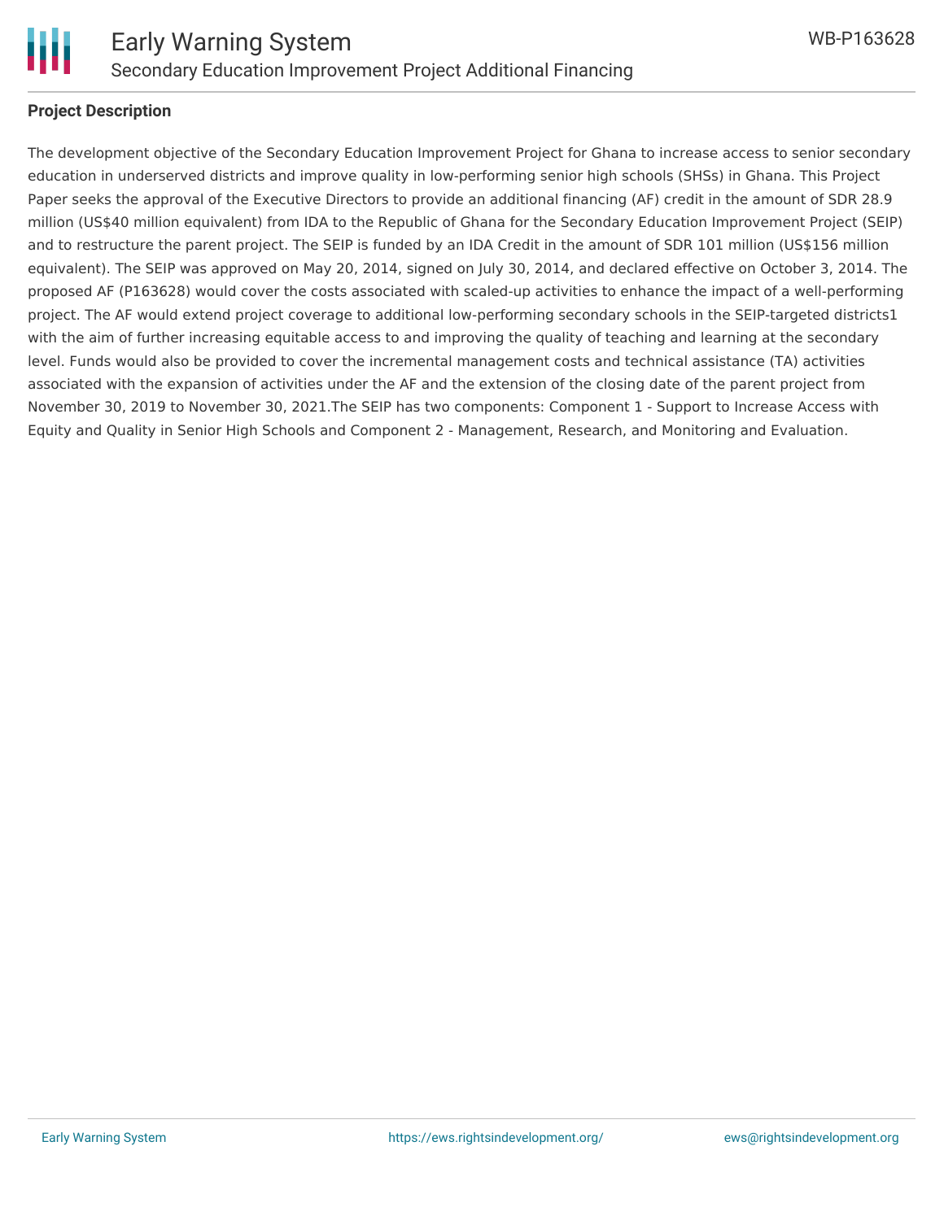## Project Description

The development objective of the Secondary Education Improvement Project for Ghana to increase access to senior secondary education in underserved districts and improve quality in low-performing senior high schools (SHSs) in Ghana. This Project Paper seeks the approval of the Executive Directors to provide an additional financing (AF) credit in the amount of SDR 28.9 million (US$40 million equivalent) from IDA to the Republic of Ghana for the Secondary Education Improvement Project (SEIP) and to restructure the parent project. The SEIP is funded by an IDA Credit in the amount of SDR 101 million (US$156 million equivalent). The SEIP was approved on May 20, 2014, signed on July 30, 2014, and declared effective on October 3, 2014. The proposed AF (P163628) would cover the costs associated with scaled-up activities to enhance the impact of a well-performing project. The AF would extend project coverage to additional low-performing secondary schools in the SEIP-targeted districts1 with the aim of further increasing equitable access to and improving the quality of teaching and learning at the secondary level. Funds would also be provided to cover the incremental management costs and technical assistance (TA) activities associated with the expansion of activities under the AF and the extension of the closing date of the parent project from November 30, 2019 to November 30, 2021.The SEIP has two components: Component 1 - Support to Increase Access with Equity and Quality in Senior High Schools and Component 2 - Management, Research, and Monitoring and Evaluation.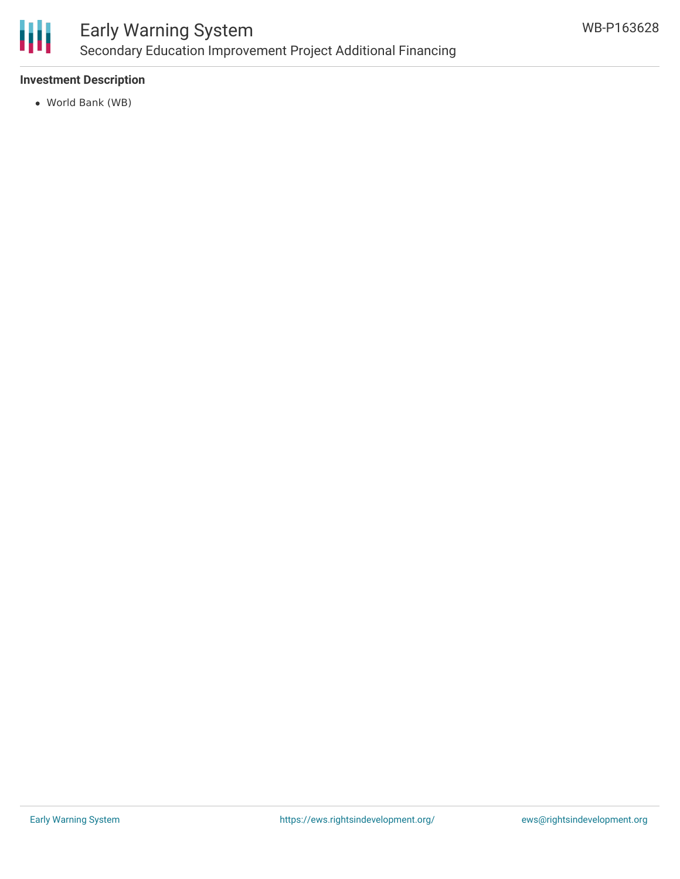### Investment Description

- World Bank (WB)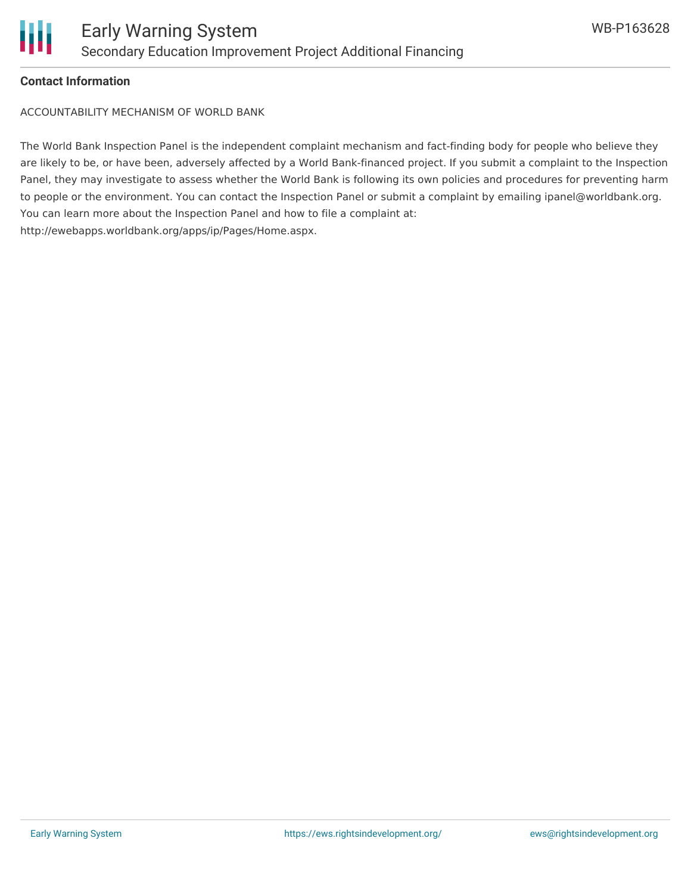## Contact Information

ACCOUNTABILITY MECHANISM OF WORLD BANK

The World Bank Inspection Panel is the independent complaint mechanism and fact-finding body for people who believe they are likely to be, or have been, adversely affected by a World Bank-financed project. If you submit a complaint to the Inspection Panel, they may investigate to assess whether the World Bank is following its own policies and procedures for preventing harm to people or the environment. You can contact the Inspection Panel or submit a complaint by emailing ipanel@worldbank.org. You can learn more about the Inspection Panel and how to file a complaint at: http://ewebapps.worldbank.org/apps/ip/Pages/Home.aspx.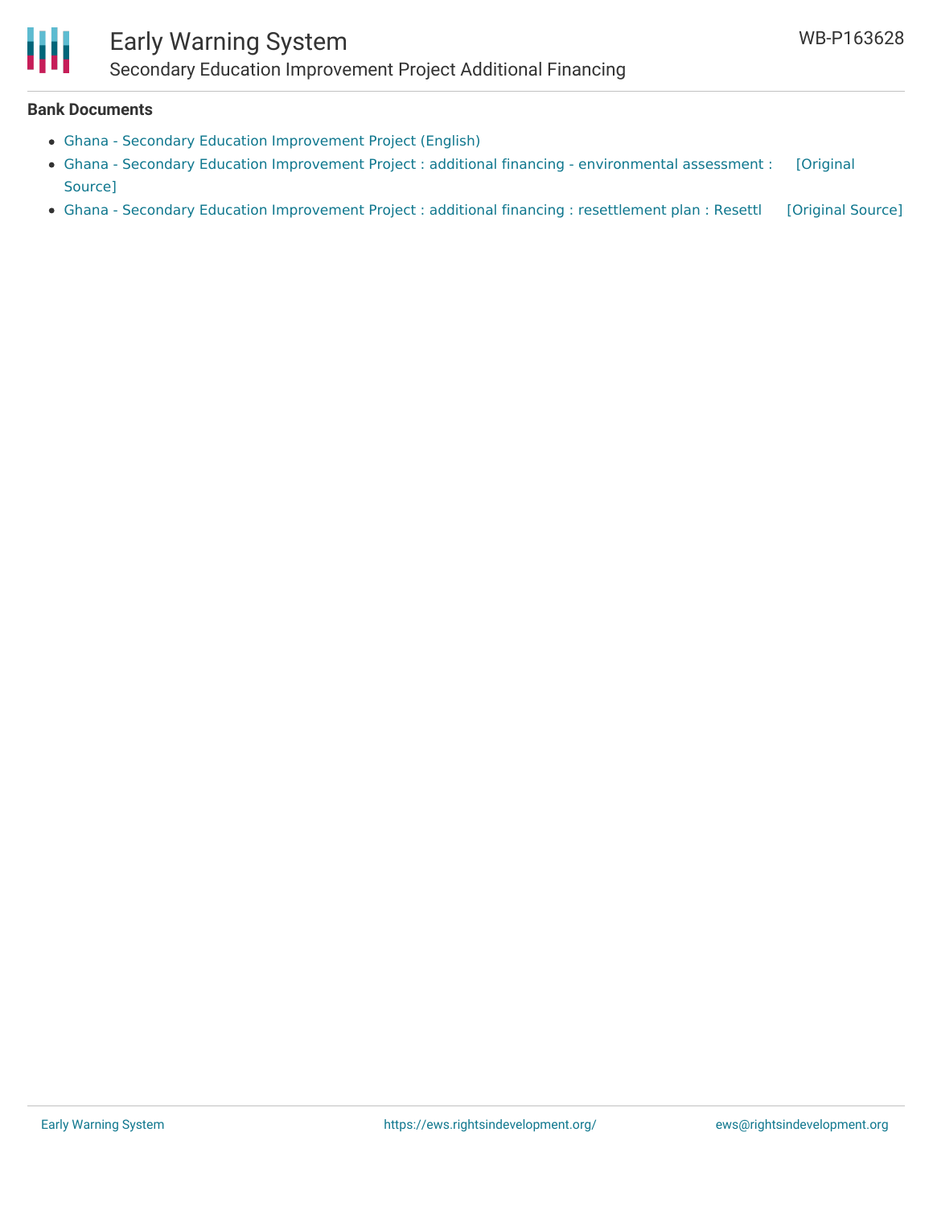## Bank Documents

- Ghana - Secondary Education Improvement Project (English)
- Ghana - Secondary Education Improvement Project : additional financing - environmental assessment : [Original Source]
- Ghana - Secondary Education Improvement Project : additional financing : resettlement plan : Resettl [Original Source]